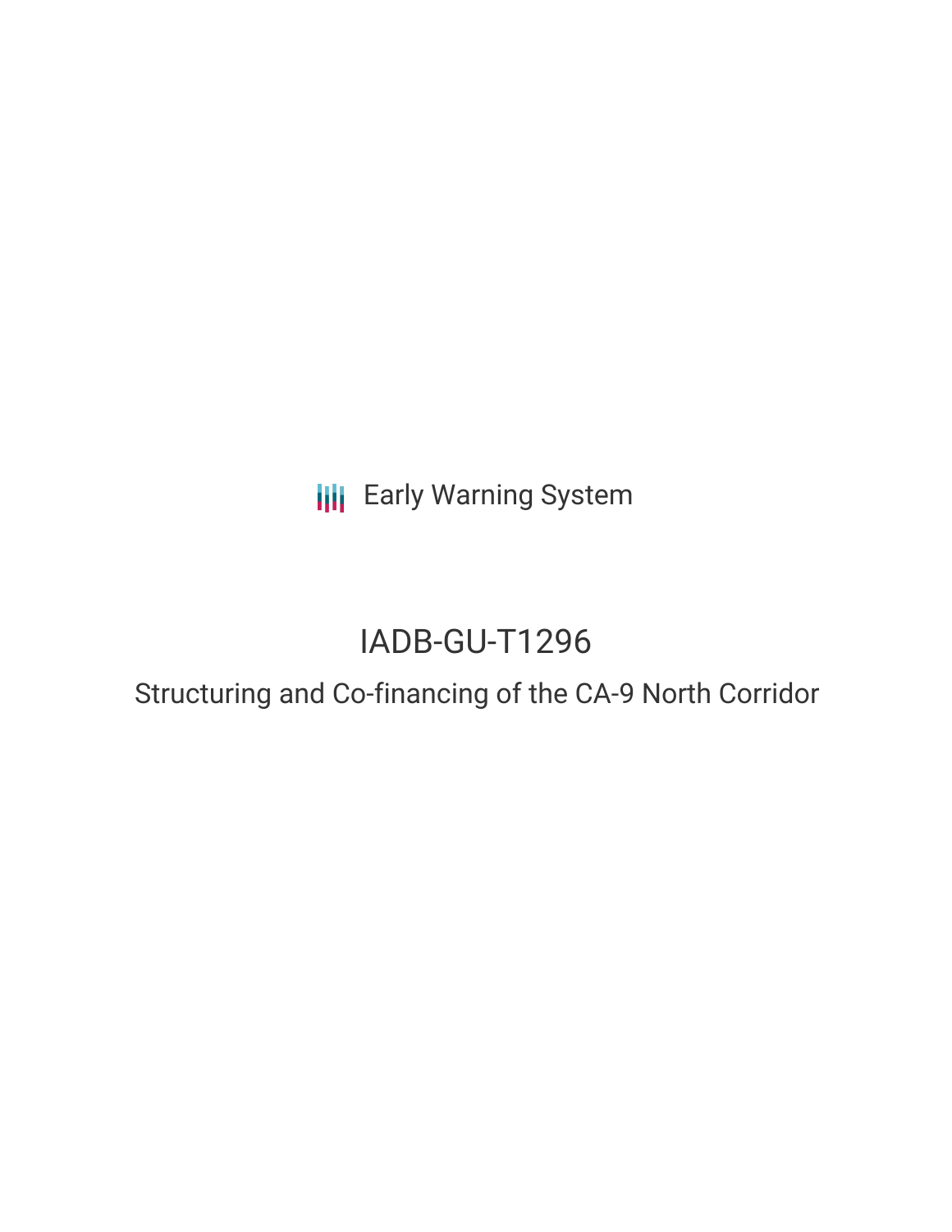Early Warning System

# IADB-GU-T1296

## Structuring and Co-financing of the CA-9 North Corridor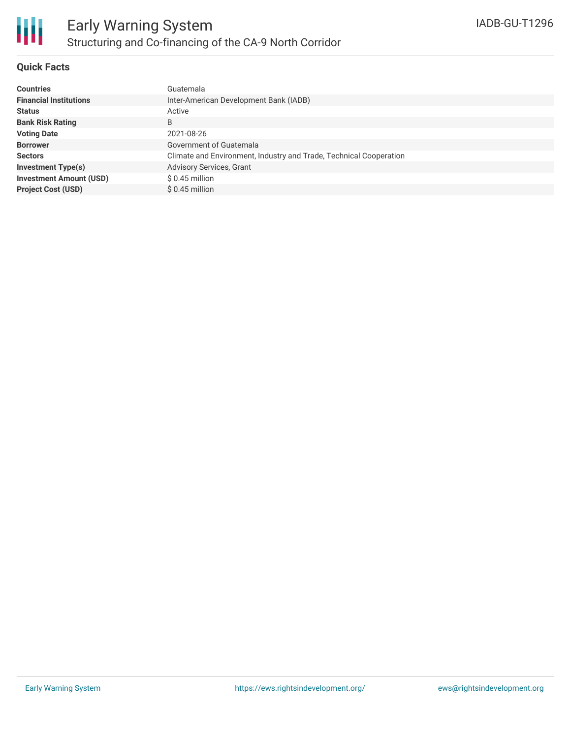# Early Warning System

## Structuring and Co-financing of the CA-9 North Corridor

IADB-GU-T1296

### Quick Facts

| | |
|---|---|
| **Countries** | Guatemala |
| **Financial Institutions** | Inter-American Development Bank (IADB) |
| **Status** | Active |
| **Bank Risk Rating** | B |
| **Voting Date** | 2021-08-26 |
| **Borrower** | Government of Guatemala |
| **Sectors** | Climate and Environment, Industry and Trade, Technical Cooperation |
| **Investment Type(s)** | Advisory Services, Grant |
| **Investment Amount (USD)** | $ 0.45 million |
| **Project Cost (USD)** | $ 0.45 million |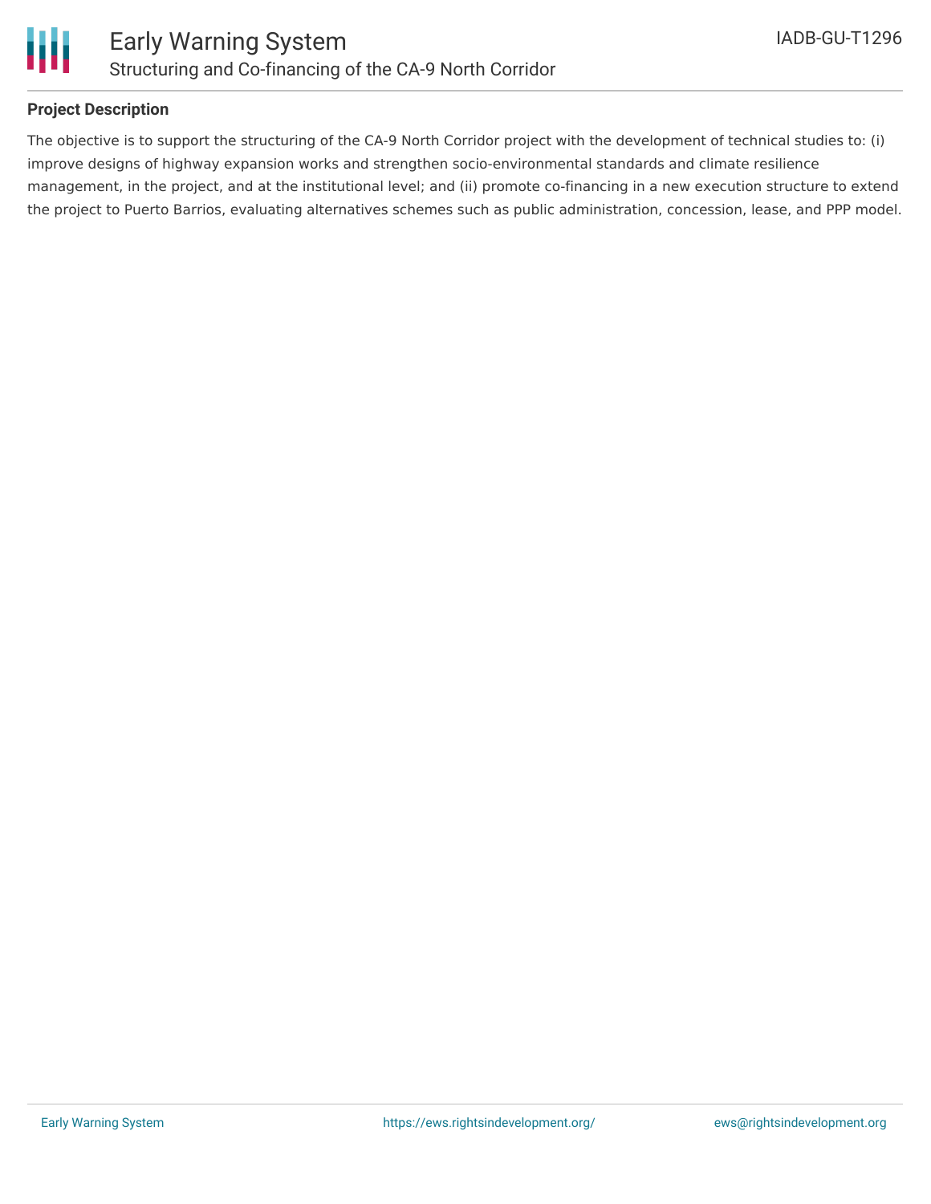## Project Description

The objective is to support the structuring of the CA-9 North Corridor project with the development of technical studies to: (i) improve designs of highway expansion works and strengthen socio-environmental standards and climate resilience management, in the project, and at the institutional level; and (ii) promote co-financing in a new execution structure to extend the project to Puerto Barrios, evaluating alternatives schemes such as public administration, concession, lease, and PPP model.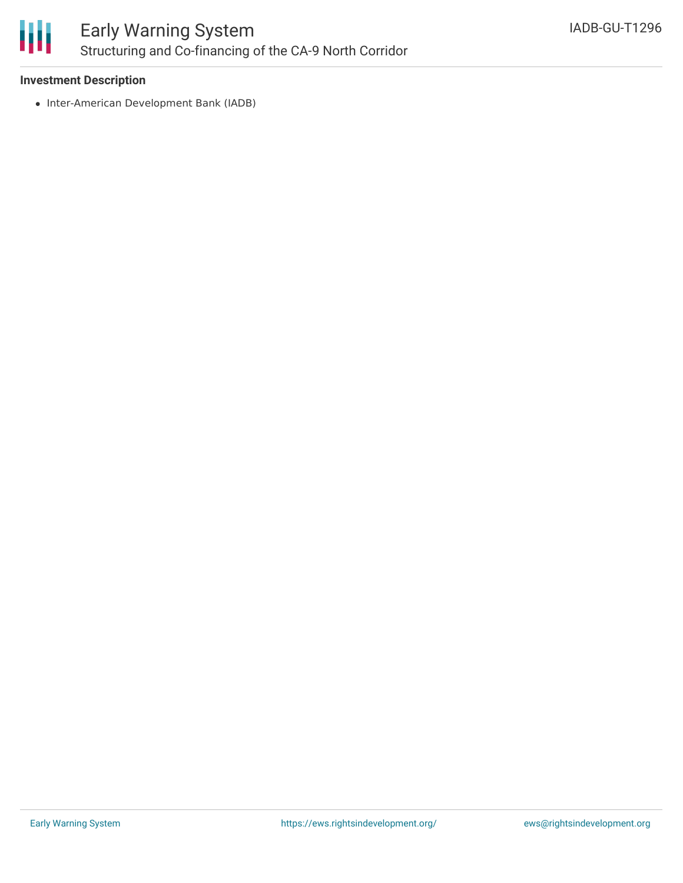**Investment Description**

- Inter-American Development Bank (IADB)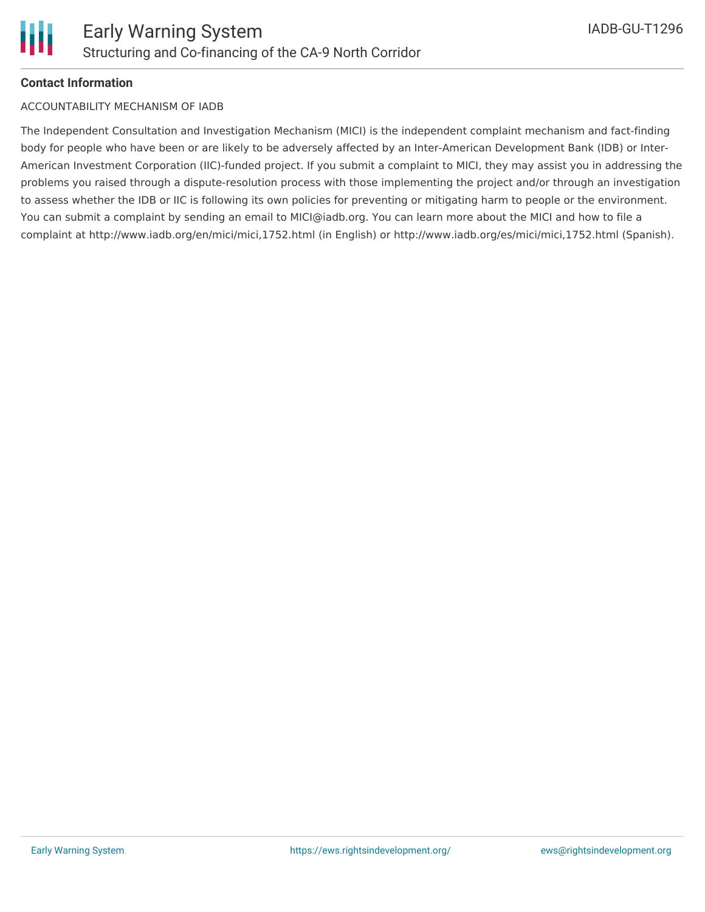**Contact Information**

ACCOUNTABILITY MECHANISM OF IADB

The Independent Consultation and Investigation Mechanism (MICI) is the independent complaint mechanism and fact-finding body for people who have been or are likely to be adversely affected by an Inter-American Development Bank (IDB) or Inter-American Investment Corporation (IIC)-funded project. If you submit a complaint to MICI, they may assist you in addressing the problems you raised through a dispute-resolution process with those implementing the project and/or through an investigation to assess whether the IDB or IIC is following its own policies for preventing or mitigating harm to people or the environment. You can submit a complaint by sending an email to MICI@iadb.org. You can learn more about the MICI and how to file a complaint at http://www.iadb.org/en/mici/mici,1752.html (in English) or http://www.iadb.org/es/mici/mici,1752.html (Spanish).